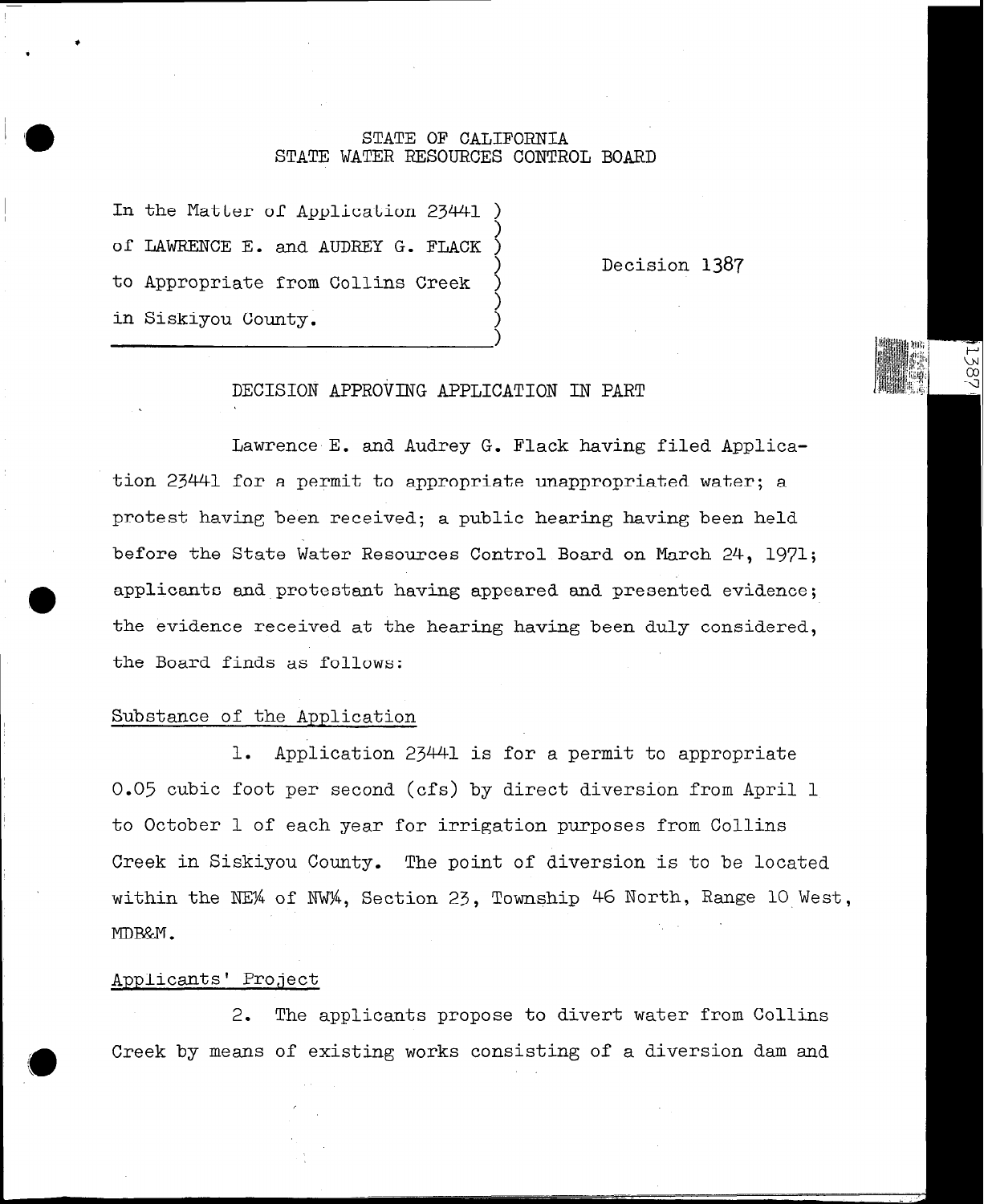STATE OF CALIFORNIA
STATE WATER RESOURCES CONTROL BOARD

In the Matter of Application 23441 )
of LAWRENCE E. and AUDREY G. FLACK )
to Appropriate from Collins Creek )
in Siskiyou County. )

Decision 1387

DECISION APPROVING APPLICATION IN PART

Lawrence E. and Audrey G. Flack having filed Application 23441 for a permit to appropriate unappropriated water; a protest having been received; a public hearing having been held before the State Water Resources Control Board on March 24, 1971; applicants and protestant having appeared and presented evidence; the evidence received at the hearing having been duly considered, the Board finds as follows:

Substance of the Application

1. Application 23441 is for a permit to appropriate 0.05 cubic foot per second (cfs) by direct diversion from April 1 to October 1 of each year for irrigation purposes from Collins Creek in Siskiyou County. The point of diversion is to be located within the NE¼ of NW¼, Section 23, Township 46 North, Range 10 West, MDB&M.

Applicants' Project

2. The applicants propose to divert water from Collins Creek by means of existing works consisting of a diversion dam and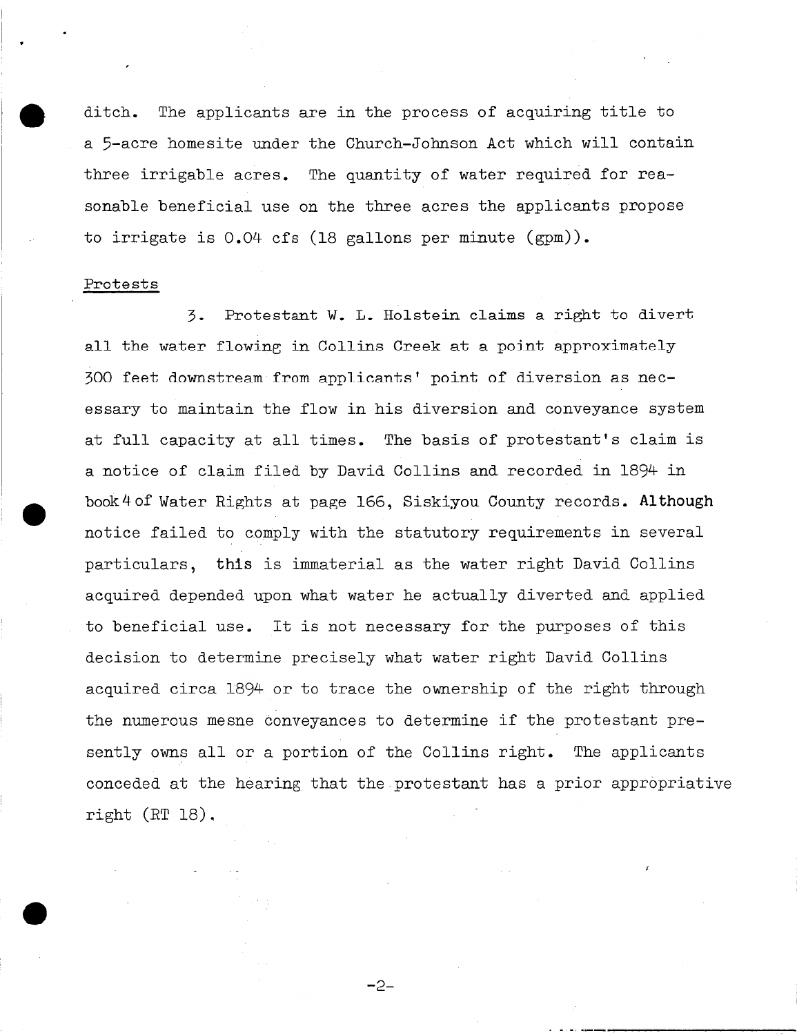ditch. The applicants are in the process of acquiring title to a 5-acre homesite under the Church-Johnson Act which will contain three irrigable acres. The quantity of water required for reasonable beneficial use on the three acres the applicants propose to irrigate is 0.04 cfs (18 gallons per minute (gpm)).

Protests

3. Protestant W. L. Holstein claims a right to divert all the water flowing in Collins Creek at a point approximately 300 feet downstream from applicants' point of diversion as necessary to maintain the flow in his diversion and conveyance system at full capacity at all times. The basis of protestant's claim is a notice of claim filed by David Collins and recorded in 1894 in book 4 of Water Rights at page 166, Siskiyou County records. Although notice failed to comply with the statutory requirements in several particulars, this is immaterial as the water right David Collins acquired depended upon what water he actually diverted and applied to beneficial use. It is not necessary for the purposes of this decision to determine precisely what water right David Collins acquired circa 1894 or to trace the ownership of the right through the numerous mesne conveyances to determine if the protestant presently owns all or a portion of the Collins right. The applicants conceded at the hearing that the protestant has a prior appropriative right (RT 18).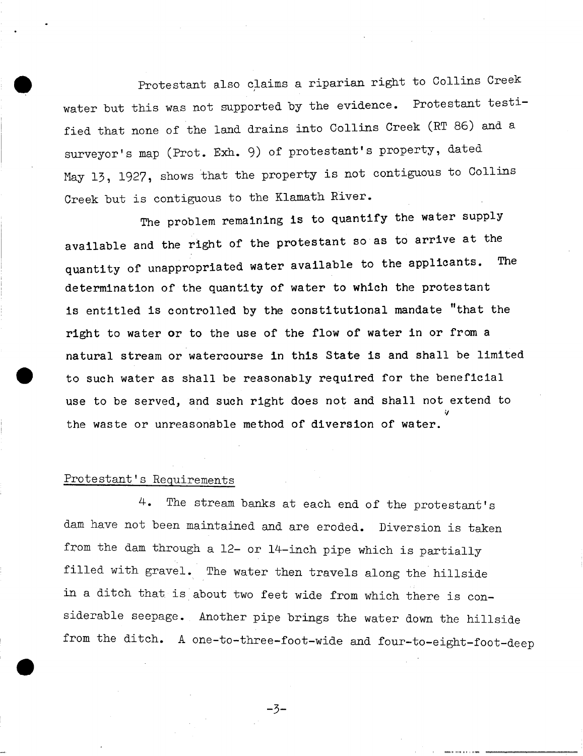Protestant also claims a riparian right to Collins Creek water but this was not supported by the evidence. Protestant testified that none of the land drains into Collins Creek (RT 86) and a surveyor's map (Prot. Exh. 9) of protestant's property, dated May 13, 1927, shows that the property is not contiguous to Collins Creek but is contiguous to the Klamath River.

The problem remaining is to quantify the water supply available and the right of the protestant so as to arrive at the quantity of unappropriated water available to the applicants. The determination of the quantity of water to which the protestant is entitled is controlled by the constitutional mandate "that the right to water or to the use of the flow of water in or from a natural stream or watercourse in this State is and shall be limited to such water as shall be reasonably required for the beneficial use to be served, and such right does not and shall not extend to the waste or unreasonable method of diversion of water.[1]

## Protestant's Requirements

4. The stream banks at each end of the protestant's dam have not been maintained and are eroded. Diversion is taken from the dam through a 12- or 14-inch pipe which is partially filled with gravel. The water then travels along the hillside in a ditch that is about two feet wide from which there is considerable seepage. Another pipe brings the water down the hillside from the ditch. A one-to-three-foot-wide and four-to-eight-foot-deep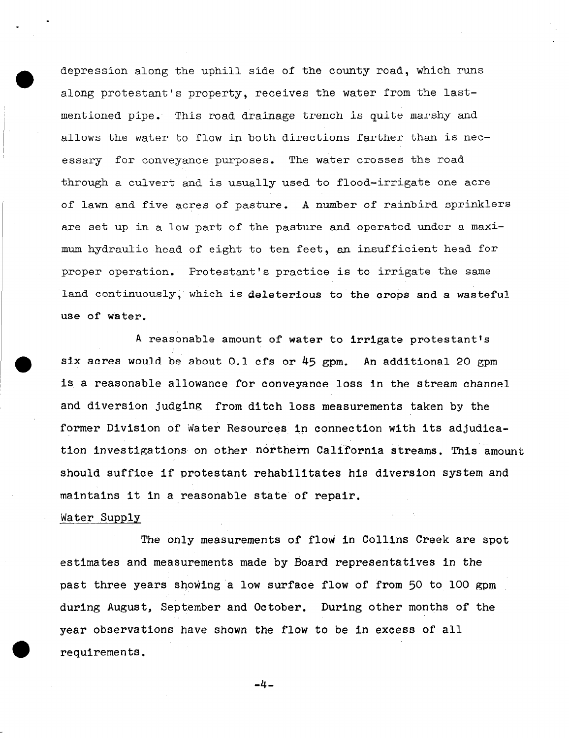depression along the uphill side of the county road, which runs along protestant's property, receives the water from the last-mentioned pipe. This road drainage trench is quite marshy and allows the water to flow in both directions farther than is necessary for conveyance purposes. The water crosses the road through a culvert and is usually used to flood-irrigate one acre of lawn and five acres of pasture. A number of rainbird sprinklers are set up in a low part of the pasture and operated under a maximum hydraulic head of eight to ten feet, an insufficient head for proper operation. Protestant's practice is to irrigate the same land continuously, which is deleterious to the crops and a wasteful use of water.

A reasonable amount of water to irrigate protestant's six acres would be about 0.1 cfs or 45 gpm. An additional 20 gpm is a reasonable allowance for conveyance loss in the stream channel and diversion judging from ditch loss measurements taken by the former Division of Water Resources in connection with its adjudication investigations on other northern California streams. This amount should suffice if protestant rehabilitates his diversion system and maintains it in a reasonable state of repair.

Water Supply

The only measurements of flow in Collins Creek are spot estimates and measurements made by Board representatives in the past three years showing a low surface flow of from 50 to 100 gpm during August, September and October. During other months of the year observations have shown the flow to be in excess of all requirements.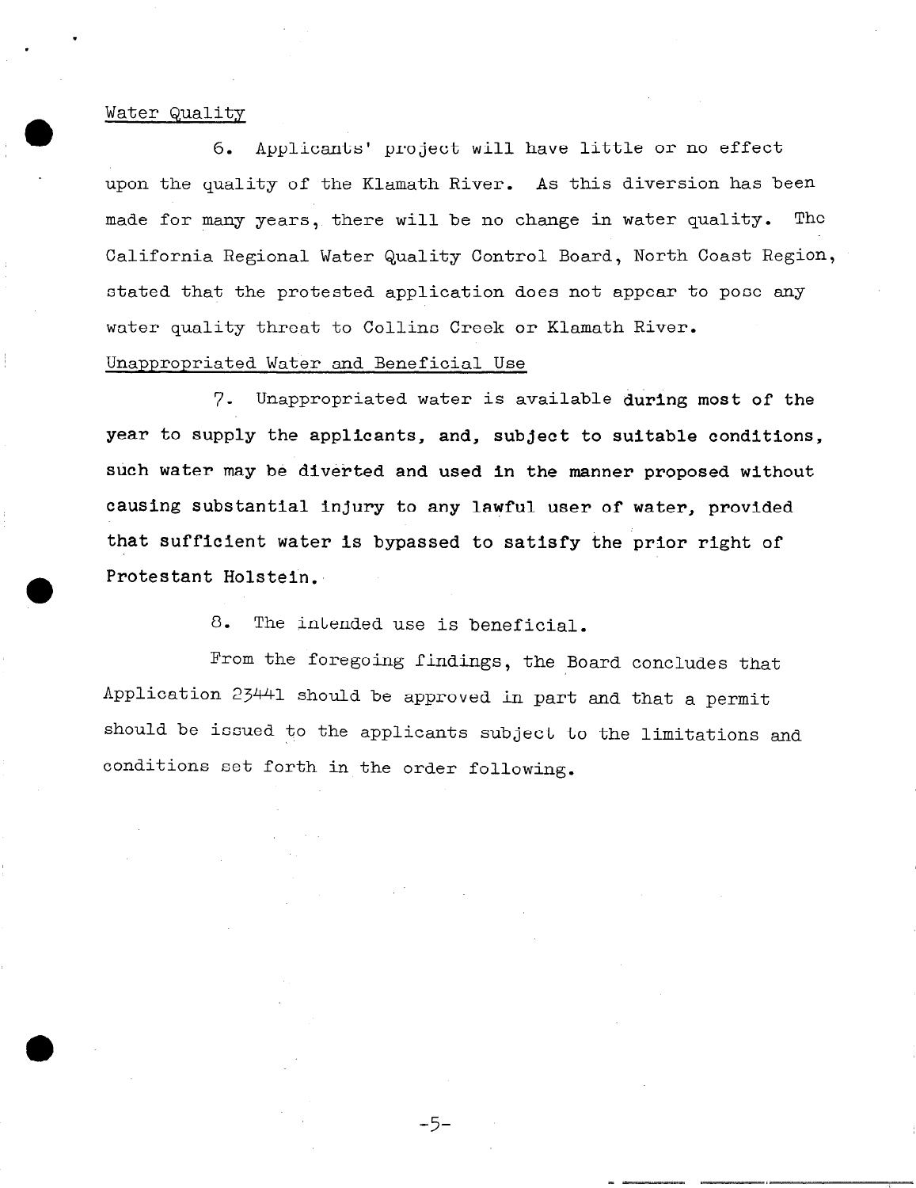Water Quality

6. Applicants' project will have little or no effect upon the quality of the Klamath River. As this diversion has been made for many years, there will be no change in water quality. The California Regional Water Quality Control Board, North Coast Region, stated that the protested application does not appear to pose any water quality threat to Collins Creek or Klamath River.

Unappropriated Water and Beneficial Use

7. Unappropriated water is available during most of the year to supply the applicants, and, subject to suitable conditions, such water may be diverted and used in the manner proposed without causing substantial injury to any lawful user of water, provided that sufficient water is bypassed to satisfy the prior right of Protestant Holstein.

8. The intended use is beneficial.

From the foregoing findings, the Board concludes that Application 23441 should be approved in part and that a permit should be issued to the applicants subject to the limitations and conditions set forth in the order following.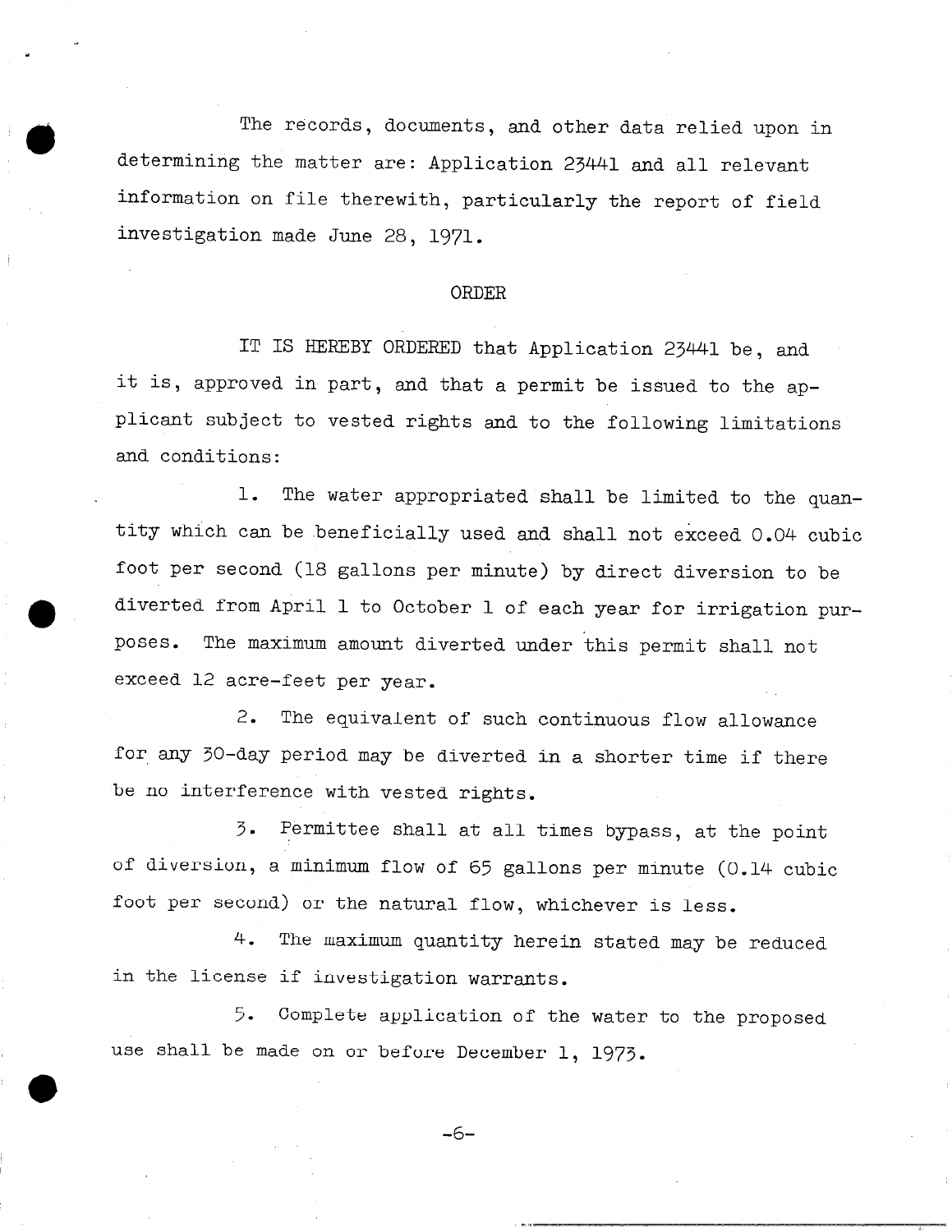The records, documents, and other data relied upon in determining the matter are: Application 23441 and all relevant information on file therewith, particularly the report of field investigation made June 28, 1971.

## ORDER

IT IS HEREBY ORDERED that Application 23441 be, and it is, approved in part, and that a permit be issued to the applicant subject to vested rights and to the following limitations and conditions:

1. The water appropriated shall be limited to the quantity which can be beneficially used and shall not exceed 0.04 cubic foot per second (18 gallons per minute) by direct diversion to be diverted from April 1 to October 1 of each year for irrigation purposes. The maximum amount diverted under this permit shall not exceed 12 acre-feet per year.

2. The equivalent of such continuous flow allowance for any 30-day period may be diverted in a shorter time if there be no interference with vested rights.

3. Permittee shall at all times bypass, at the point of diversion, a minimum flow of 65 gallons per minute (0.14 cubic foot per second) or the natural flow, whichever is less.

4. The maximum quantity herein stated may be reduced in the license if investigation warrants.

5. Complete application of the water to the proposed use shall be made on or before December 1, 1973.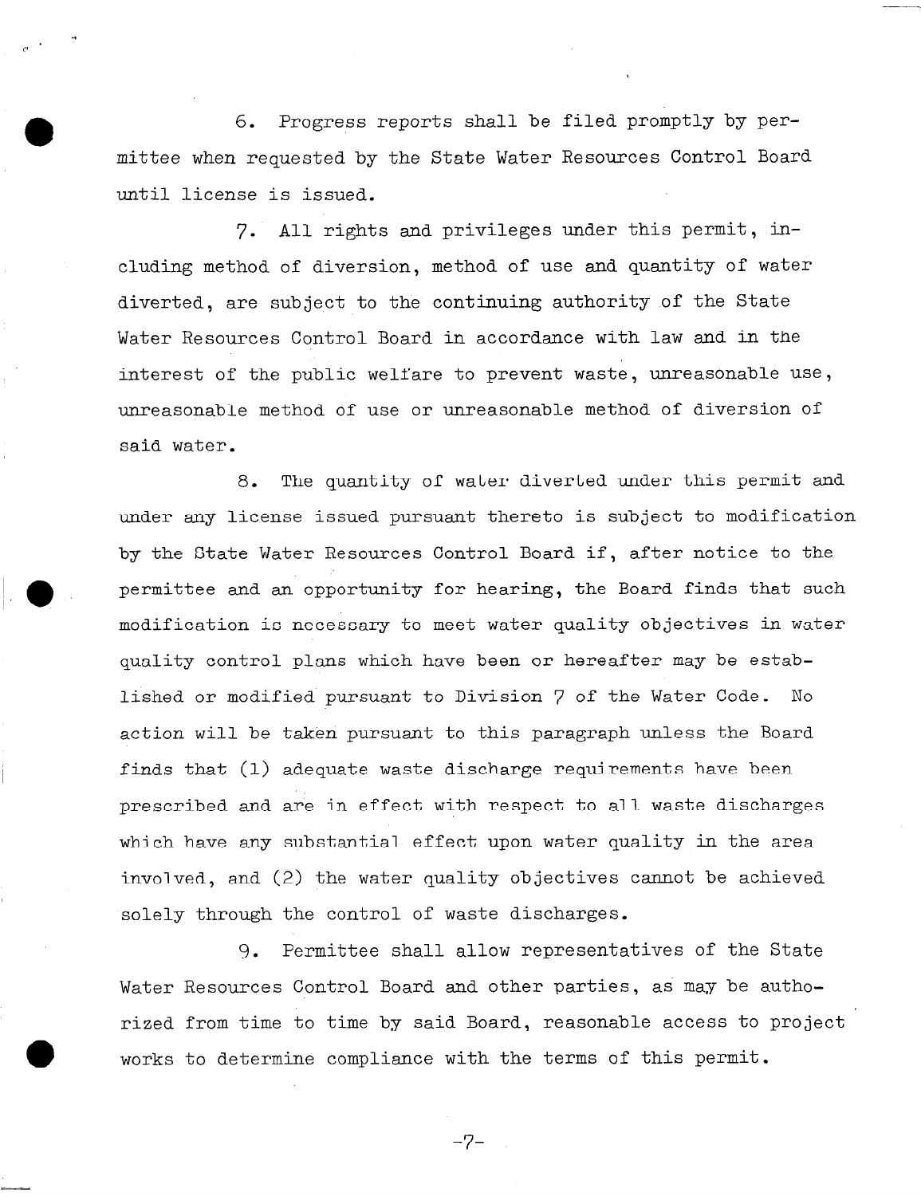6. Progress reports shall be filed promptly by permittee when requested by the State Water Resources Control Board until license is issued.

7. All rights and privileges under this permit, including method of diversion, method of use and quantity of water diverted, are subject to the continuing authority of the State Water Resources Control Board in accordance with law and in the interest of the public welfare to prevent waste, unreasonable use, unreasonable method of use or unreasonable method of diversion of said water.

8. The quantity of water diverted under this permit and under any license issued pursuant thereto is subject to modification by the State Water Resources Control Board if, after notice to the permittee and an opportunity for hearing, the Board finds that such modification is necessary to meet water quality objectives in water quality control plans which have been or hereafter may be established or modified pursuant to Division 7 of the Water Code. No action will be taken pursuant to this paragraph unless the Board finds that (1) adequate waste discharge requirements have been prescribed and are in effect with respect to all waste discharges which have any substantial effect upon water quality in the area involved, and (2) the water quality objectives cannot be achieved solely through the control of waste discharges.

9. Permittee shall allow representatives of the State Water Resources Control Board and other parties, as may be authorized from time to time by said Board, reasonable access to project works to determine compliance with the terms of this permit.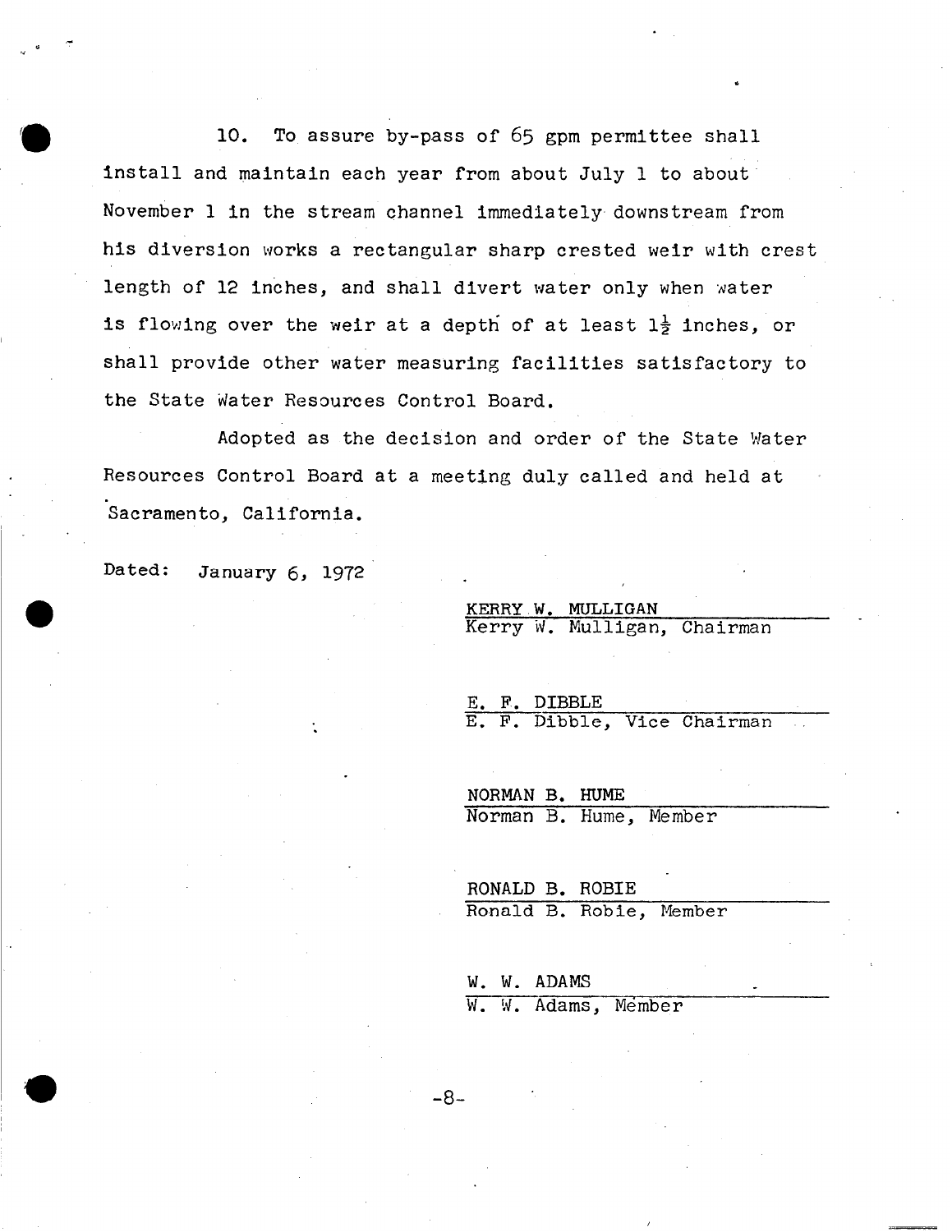10. To assure by-pass of 65 gpm permittee shall install and maintain each year from about July 1 to about November 1 in the stream channel immediately downstream from his diversion works a rectangular sharp crested weir with crest length of 12 inches, and shall divert water only when water is flowing over the weir at a depth of at least $1\frac{1}{2}$ inches, or shall provide other water measuring facilities satisfactory to the State Water Resources Control Board.

Adopted as the decision and order of the State Water Resources Control Board at a meeting duly called and held at Sacramento, California.

Dated: January 6, 1972

KERRY W. MULLIGAN
Kerry W. Mulligan, Chairman

E. F. DIBBLE
E. F. Dibble, Vice Chairman

NORMAN B. HUME
Norman B. Hume, Member

RONALD B. ROBIE
Ronald B. Robie, Member

W. W. ADAMS
W. W. Adams, Member